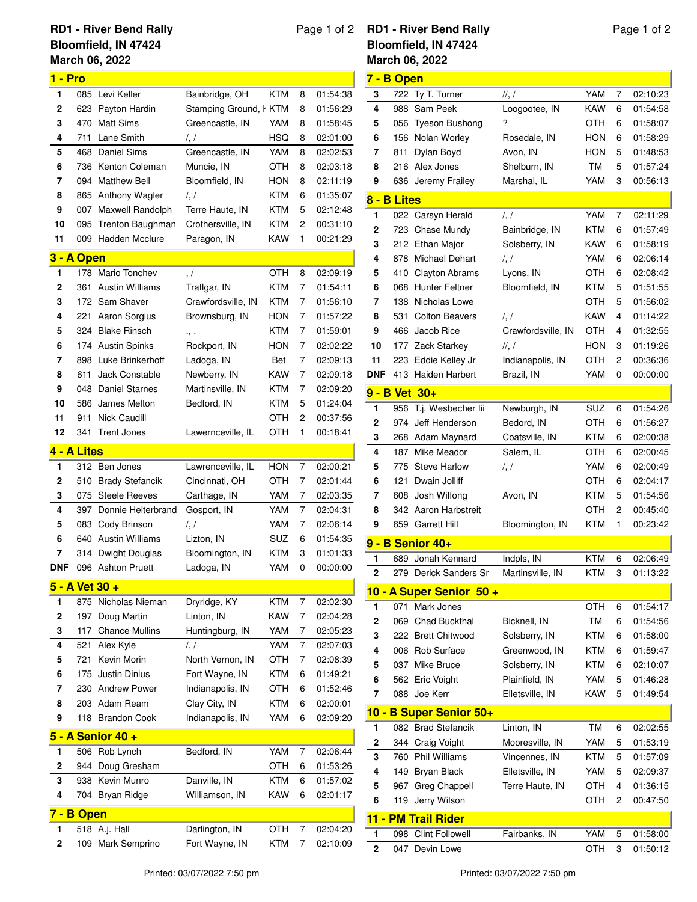# RD1 - River Bend Rally

Bloomfield, IN 47424

March 06, 2022

## 1 - Pro

| Pos | No. | Name | City | Bike | Laps | Time |
|---|---|---|---|---|---|---|
| 1 | 085 | Levi Keller | Bainbridge, OH | KTM | 8 | 01:54:38 |
| 2 | 623 | Payton Hardin | Stamping Ground, I | KTM | 8 | 01:56:29 |
| 3 | 470 | Matt Sims | Greencastle, IN | YAM | 8 | 01:58:45 |
| 4 | 711 | Lane Smith | /, / | HSQ | 8 | 02:01:00 |
| 5 | 468 | Daniel Sims | Greencastle, IN | YAM | 8 | 02:02:53 |
| 6 | 736 | Kenton Coleman | Muncie, IN | OTH | 8 | 02:03:18 |
| 7 | 094 | Matthew Bell | Bloomfield, IN | HON | 8 | 02:11:19 |
| 8 | 865 | Anthony Wagler | /, / | KTM | 6 | 01:35:07 |
| 9 | 007 | Maxwell Randolph | Terre Haute, IN | KTM | 5 | 02:12:48 |
| 10 | 095 | Trenton Baughman | Crothersville, IN | KTM | 2 | 00:31:10 |
| 11 | 009 | Hadden Mcclure | Paragon, IN | KAW | 1 | 00:21:29 |

## 3 - A Open

| Pos | No. | Name | City | Bike | Laps | Time |
|---|---|---|---|---|---|---|
| 1 | 178 | Mario Tonchev | , / | OTH | 8 | 02:09:19 |
| 2 | 361 | Austin Williams | Traflgar, IN | KTM | 7 | 01:54:11 |
| 3 | 172 | Sam Shaver | Crawfordsville, IN | KTM | 7 | 01:56:10 |
| 4 | 221 | Aaron Sorgius | Brownsburg, IN | HON | 7 | 01:57:22 |
| 5 | 324 | Blake Rinsch | ., . | KTM | 7 | 01:59:01 |
| 6 | 174 | Austin Spinks | Rockport, IN | HON | 7 | 02:02:22 |
| 7 | 898 | Luke Brinkerhoff | Ladoga, IN | Bet | 7 | 02:09:13 |
| 8 | 611 | Jack Constable | Newberry, IN | KAW | 7 | 02:09:18 |
| 9 | 048 | Daniel Starnes | Martinsville, IN | KTM | 7 | 02:09:20 |
| 10 | 586 | James Melton | Bedford, IN | KTM | 5 | 01:24:04 |
| 11 | 911 | Nick Caudill | | OTH | 2 | 00:37:56 |
| 12 | 341 | Trent Jones | Lawernceville, IL | OTH | 1 | 00:18:41 |

## 4 - A Lites

| Pos | No. | Name | City | Bike | Laps | Time |
|---|---|---|---|---|---|---|
| 1 | 312 | Ben Jones | Lawrenceville, IL | HON | 7 | 02:00:21 |
| 2 | 510 | Brady Stefancik | Cincinnati, OH | OTH | 7 | 02:01:44 |
| 3 | 075 | Steele Reeves | Carthage, IN | YAM | 7 | 02:03:35 |
| 4 | 397 | Donnie Helterbrand | Gosport, IN | YAM | 7 | 02:04:31 |
| 5 | 083 | Cody Brinson | /, / | YAM | 7 | 02:06:14 |
| 6 | 640 | Austin Williams | Lizton, IN | SUZ | 6 | 01:54:35 |
| 7 | 314 | Dwight Douglas | Bloomington, IN | KTM | 3 | 01:01:33 |
| DNF | 096 | Ashton Pruett | Ladoga, IN | YAM | 0 | 00:00:00 |

## 5 - A Vet 30 +

| Pos | No. | Name | City | Bike | Laps | Time |
|---|---|---|---|---|---|---|
| 1 | 875 | Nicholas Nieman | Dryridge, KY | KTM | 7 | 02:02:30 |
| 2 | 197 | Doug Martin | Linton, IN | KAW | 7 | 02:04:28 |
| 3 | 117 | Chance Mullins | Huntingburg, IN | YAM | 7 | 02:05:23 |
| 4 | 521 | Alex Kyle | /, / | YAM | 7 | 02:07:03 |
| 5 | 721 | Kevin Morin | North Vernon, IN | OTH | 7 | 02:08:39 |
| 6 | 175 | Justin Dinius | Fort Wayne, IN | KTM | 6 | 01:49:21 |
| 7 | 230 | Andrew Power | Indianapolis, IN | OTH | 6 | 01:52:46 |
| 8 | 203 | Adam Ream | Clay City, IN | KTM | 6 | 02:00:01 |
| 9 | 118 | Brandon Cook | Indianapolis, IN | YAM | 6 | 02:09:20 |

## 5 - A Senior 40 +

| Pos | No. | Name | City | Bike | Laps | Time |
|---|---|---|---|---|---|---|
| 1 | 506 | Rob Lynch | Bedford, IN | YAM | 7 | 02:06:44 |
| 2 | 944 | Doug Gresham | | OTH | 6 | 01:53:26 |
| 3 | 938 | Kevin Munro | Danville, IN | KTM | 6 | 01:57:02 |
| 4 | 704 | Bryan Ridge | Williamson, IN | KAW | 6 | 02:01:17 |

## 7 - B Open

| Pos | No. | Name | City | Bike | Laps | Time |
|---|---|---|---|---|---|---|
| 1 | 518 | A.j. Hall | Darlington, IN | OTH | 7 | 02:04:20 |
| 2 | 109 | Mark Semprino | Fort Wayne, IN | KTM | 7 | 02:10:09 |
| 3 | 722 | Ty T. Turner | //, / | YAM | 7 | 02:10:23 |
| 4 | 988 | Sam Peek | Loogootee, IN | KAW | 6 | 01:54:58 |
| 5 | 056 | Tyeson Bushong | ? | OTH | 6 | 01:58:07 |
| 6 | 156 | Nolan Worley | Rosedale, IN | HON | 6 | 01:58:29 |
| 7 | 811 | Dylan Boyd | Avon, IN | HON | 5 | 01:48:53 |
| 8 | 216 | Alex Jones | Shelburn, IN | TM | 5 | 01:57:24 |
| 9 | 636 | Jeremy Frailey | Marshal, IL | YAM | 3 | 00:56:13 |

## 8 - B Lites

| Pos | No. | Name | City | Bike | Laps | Time |
|---|---|---|---|---|---|---|
| 1 | 022 | Carsyn Herald | /, / | YAM | 7 | 02:11:29 |
| 2 | 723 | Chase Mundy | Bainbridge, IN | KTM | 6 | 01:57:49 |
| 3 | 212 | Ethan Major | Solsberry, IN | KAW | 6 | 01:58:19 |
| 4 | 878 | Michael Dehart | /, / | YAM | 6 | 02:06:14 |
| 5 | 410 | Clayton Abrams | Lyons, IN | OTH | 6 | 02:08:42 |
| 6 | 068 | Hunter Feltner | Bloomfield, IN | KTM | 5 | 01:51:55 |
| 7 | 138 | Nicholas Lowe | | OTH | 5 | 01:56:02 |
| 8 | 531 | Colton Beavers | /, / | KAW | 4 | 01:14:22 |
| 9 | 466 | Jacob Rice | Crawfordsville, IN | OTH | 4 | 01:32:55 |
| 10 | 177 | Zack Starkey | //, / | HON | 3 | 01:19:26 |
| 11 | 223 | Eddie Kelley Jr | Indianapolis, IN | OTH | 2 | 00:36:36 |
| DNF | 413 | Haiden Harbert | Brazil, IN | YAM | 0 | 00:00:00 |

## 9 - B Vet 30+

| Pos | No. | Name | City | Bike | Laps | Time |
|---|---|---|---|---|---|---|
| 1 | 956 | T.j. Wesbecher Iii | Newburgh, IN | SUZ | 6 | 01:54:26 |
| 2 | 974 | Jeff Henderson | Bedord, IN | OTH | 6 | 01:56:27 |
| 3 | 268 | Adam Maynard | Coatsville, IN | KTM | 6 | 02:00:38 |
| 4 | 187 | Mike Meador | Salem, IL | OTH | 6 | 02:00:45 |
| 5 | 775 | Steve Harlow | /, / | YAM | 6 | 02:00:49 |
| 6 | 121 | Dwain Jolliff | | OTH | 6 | 02:04:17 |
| 7 | 608 | Josh Wilfong | Avon, IN | KTM | 5 | 01:54:56 |
| 8 | 342 | Aaron Harbstreit | | OTH | 2 | 00:45:40 |
| 9 | 659 | Garrett Hill | Bloomington, IN | KTM | 1 | 00:23:42 |

## 9 - B Senior 40+

| Pos | No. | Name | City | Bike | Laps | Time |
|---|---|---|---|---|---|---|
| 1 | 689 | Jonah Kennard | Indpls, IN | KTM | 6 | 02:06:49 |
| 2 | 279 | Derick Sanders Sr | Martinsville, IN | KTM | 3 | 01:13:22 |

## 10 - A Super Senior 50 +

| Pos | No. | Name | City | Bike | Laps | Time |
|---|---|---|---|---|---|---|
| 1 | 071 | Mark Jones | | OTH | 6 | 01:54:17 |
| 2 | 069 | Chad Buckthal | Bicknell, IN | TM | 6 | 01:54:56 |
| 3 | 222 | Brett Chitwood | Solsberry, IN | KTM | 6 | 01:58:00 |
| 4 | 006 | Rob Surface | Greenwood, IN | KTM | 6 | 01:59:47 |
| 5 | 037 | Mike Bruce | Solsberry, IN | KTM | 6 | 02:10:07 |
| 6 | 562 | Eric Voight | Plainfield, IN | YAM | 5 | 01:46:28 |
| 7 | 088 | Joe Kerr | Elletsville, IN | KAW | 5 | 01:49:54 |

## 10 - B Super Senior 50+

| Pos | No. | Name | City | Bike | Laps | Time |
|---|---|---|---|---|---|---|
| 1 | 082 | Brad Stefancik | Linton, IN | TM | 6 | 02:02:55 |
| 2 | 344 | Craig Voight | Mooresville, IN | YAM | 5 | 01:53:19 |
| 3 | 760 | Phil Williams | Vincennes, IN | KTM | 5 | 01:57:09 |
| 4 | 149 | Bryan Black | Elletsville, IN | YAM | 5 | 02:09:37 |
| 5 | 967 | Greg Chappell | Terre Haute, IN | OTH | 4 | 01:36:15 |
| 6 | 119 | Jerry Wilson | | OTH | 2 | 00:47:50 |

## 11 - PM Trail Rider

| Pos | No. | Name | City | Bike | Laps | Time |
|---|---|---|---|---|---|---|
| 1 | 098 | Clint Followell | Fairbanks, IN | YAM | 5 | 01:58:00 |
| 2 | 047 | Devin Lowe | | OTH | 3 | 01:50:12 |

Printed: 03/07/2022 7:50 pm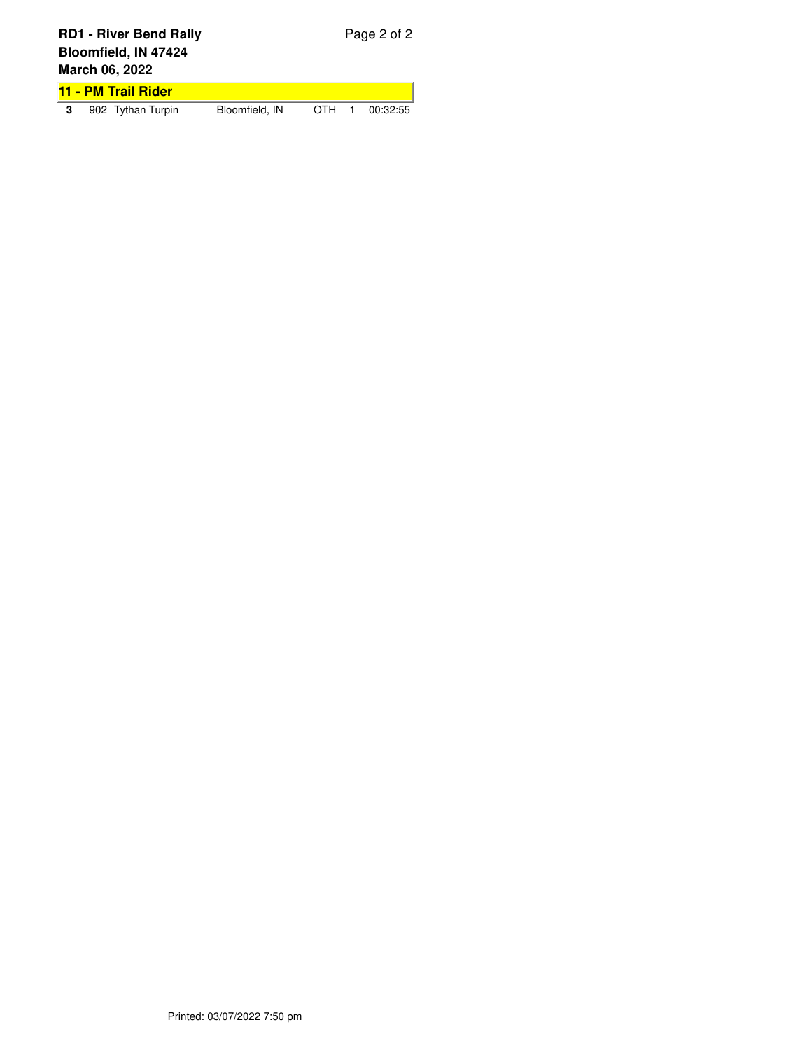## 11 - PM Trail Rider

| | | | | | | |
|---|---|---|---|---|---|---|
| **3** | 902 | Tythan Turpin | Bloomfield, IN | OTH | 1 | 00:32:55 |

Printed: 03/07/2022 7:50 pm